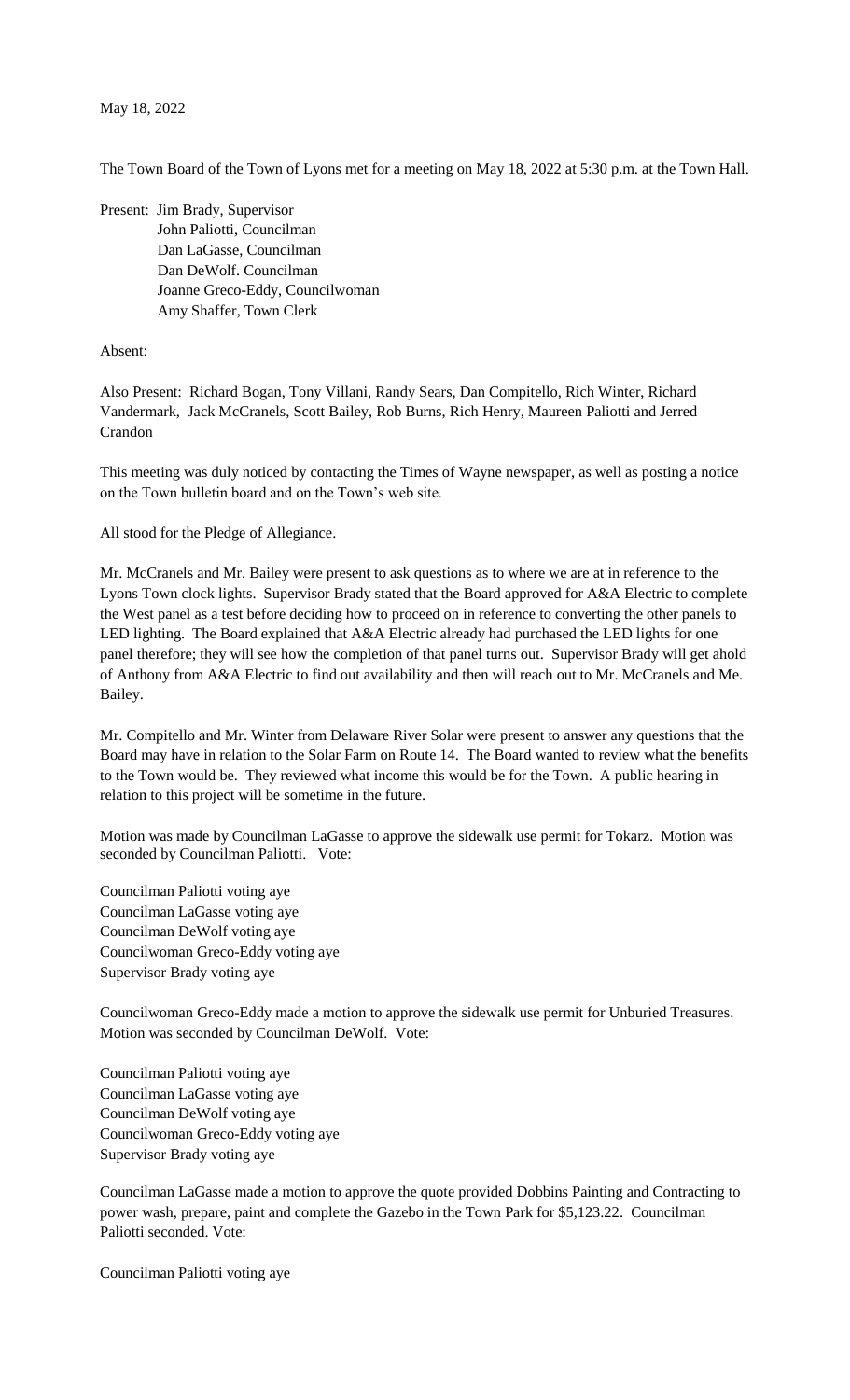May 18, 2022

The Town Board of the Town of Lyons met for a meeting on May 18, 2022 at 5:30 p.m. at the Town Hall.

Present: Jim Brady, Supervisor
John Paliotti, Councilman
Dan LaGasse, Councilman
Dan DeWolf. Councilman
Joanne Greco-Eddy, Councilwoman
Amy Shaffer, Town Clerk

Absent:

Also Present: Richard Bogan, Tony Villani, Randy Sears, Dan Compitello, Rich Winter, Richard Vandermark, Jack McCranels, Scott Bailey, Rob Burns, Rich Henry, Maureen Paliotti and Jerred Crandon

This meeting was duly noticed by contacting the Times of Wayne newspaper, as well as posting a notice on the Town bulletin board and on the Town's web site.

All stood for the Pledge of Allegiance.

Mr. McCranels and Mr. Bailey were present to ask questions as to where we are at in reference to the Lyons Town clock lights. Supervisor Brady stated that the Board approved for A&A Electric to complete the West panel as a test before deciding how to proceed on in reference to converting the other panels to LED lighting. The Board explained that A&A Electric already had purchased the LED lights for one panel therefore; they will see how the completion of that panel turns out. Supervisor Brady will get ahold of Anthony from A&A Electric to find out availability and then will reach out to Mr. McCranels and Me. Bailey.

Mr. Compitello and Mr. Winter from Delaware River Solar were present to answer any questions that the Board may have in relation to the Solar Farm on Route 14. The Board wanted to review what the benefits to the Town would be. They reviewed what income this would be for the Town. A public hearing in relation to this project will be sometime in the future.

Motion was made by Councilman LaGasse to approve the sidewalk use permit for Tokarz. Motion was seconded by Councilman Paliotti. Vote:

Councilman Paliotti voting aye
Councilman LaGasse voting aye
Councilman DeWolf voting aye
Councilwoman Greco-Eddy voting aye
Supervisor Brady voting aye

Councilwoman Greco-Eddy made a motion to approve the sidewalk use permit for Unburied Treasures. Motion was seconded by Councilman DeWolf. Vote:

Councilman Paliotti voting aye
Councilman LaGasse voting aye
Councilman DeWolf voting aye
Councilwoman Greco-Eddy voting aye
Supervisor Brady voting aye

Councilman LaGasse made a motion to approve the quote provided Dobbins Painting and Contracting to power wash, prepare, paint and complete the Gazebo in the Town Park for $5,123.22. Councilman Paliotti seconded. Vote:

Councilman Paliotti voting aye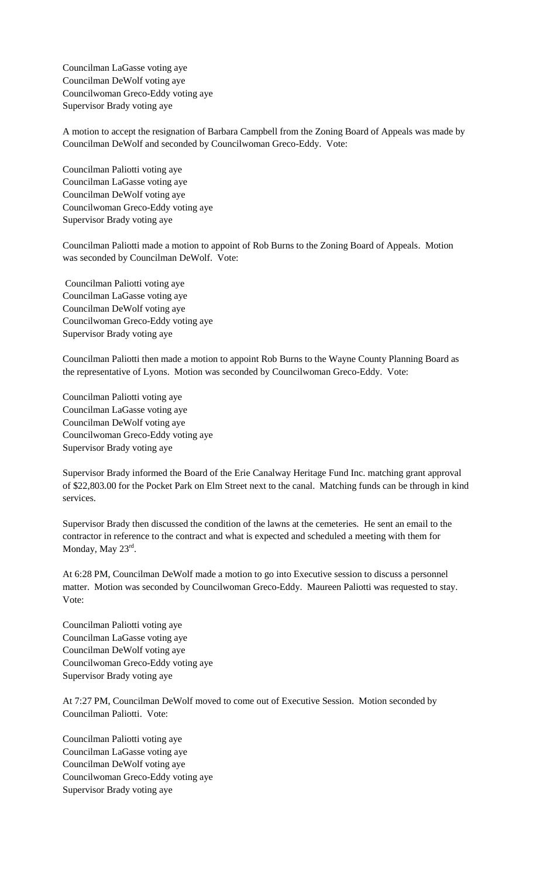Councilman LaGasse voting aye
Councilman DeWolf voting aye
Councilwoman Greco-Eddy voting aye
Supervisor Brady voting aye

A motion to accept the resignation of Barbara Campbell from the Zoning Board of Appeals was made by Councilman DeWolf and seconded by Councilwoman Greco-Eddy. Vote:

Councilman Paliotti voting aye
Councilman LaGasse voting aye
Councilman DeWolf voting aye
Councilwoman Greco-Eddy voting aye
Supervisor Brady voting aye

Councilman Paliotti made a motion to appoint of Rob Burns to the Zoning Board of Appeals. Motion was seconded by Councilman DeWolf. Vote:

Councilman Paliotti voting aye
Councilman LaGasse voting aye
Councilman DeWolf voting aye
Councilwoman Greco-Eddy voting aye
Supervisor Brady voting aye

Councilman Paliotti then made a motion to appoint Rob Burns to the Wayne County Planning Board as the representative of Lyons. Motion was seconded by Councilwoman Greco-Eddy. Vote:

Councilman Paliotti voting aye
Councilman LaGasse voting aye
Councilman DeWolf voting aye
Councilwoman Greco-Eddy voting aye
Supervisor Brady voting aye

Supervisor Brady informed the Board of the Erie Canalway Heritage Fund Inc. matching grant approval of $22,803.00 for the Pocket Park on Elm Street next to the canal. Matching funds can be through in kind services.

Supervisor Brady then discussed the condition of the lawns at the cemeteries. He sent an email to the contractor in reference to the contract and what is expected and scheduled a meeting with them for Monday, May 23rd.

At 6:28 PM, Councilman DeWolf made a motion to go into Executive session to discuss a personnel matter. Motion was seconded by Councilwoman Greco-Eddy. Maureen Paliotti was requested to stay. Vote:

Councilman Paliotti voting aye
Councilman LaGasse voting aye
Councilman DeWolf voting aye
Councilwoman Greco-Eddy voting aye
Supervisor Brady voting aye

At 7:27 PM, Councilman DeWolf moved to come out of Executive Session. Motion seconded by Councilman Paliotti. Vote:

Councilman Paliotti voting aye
Councilman LaGasse voting aye
Councilman DeWolf voting aye
Councilwoman Greco-Eddy voting aye
Supervisor Brady voting aye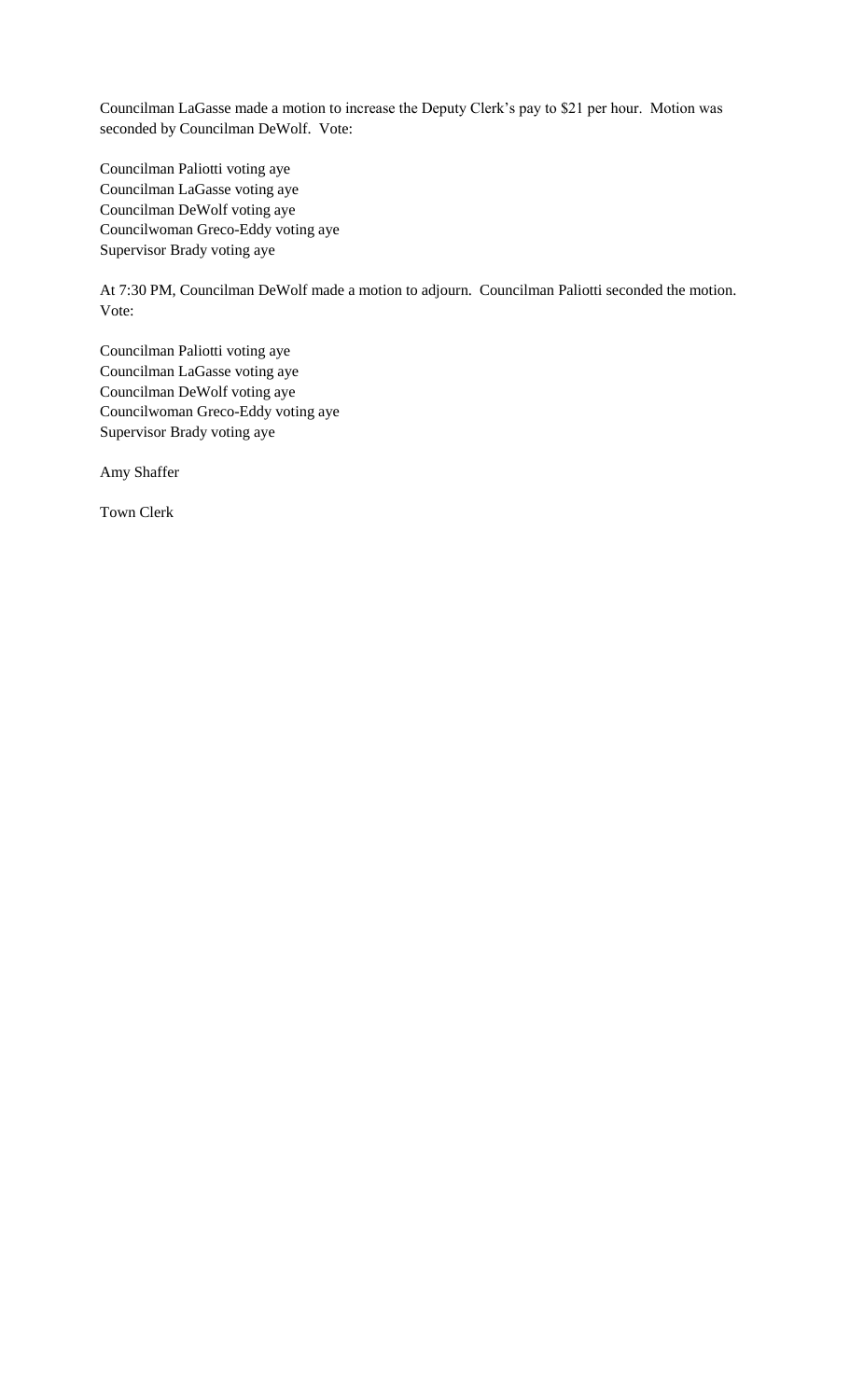Councilman LaGasse made a motion to increase the Deputy Clerk's pay to $21 per hour. Motion was seconded by Councilman DeWolf. Vote:

Councilman Paliotti voting aye
Councilman LaGasse voting aye
Councilman DeWolf voting aye
Councilwoman Greco-Eddy voting aye
Supervisor Brady voting aye

At 7:30 PM, Councilman DeWolf made a motion to adjourn. Councilman Paliotti seconded the motion. Vote:

Councilman Paliotti voting aye
Councilman LaGasse voting aye
Councilman DeWolf voting aye
Councilwoman Greco-Eddy voting aye
Supervisor Brady voting aye

Amy Shaffer

Town Clerk